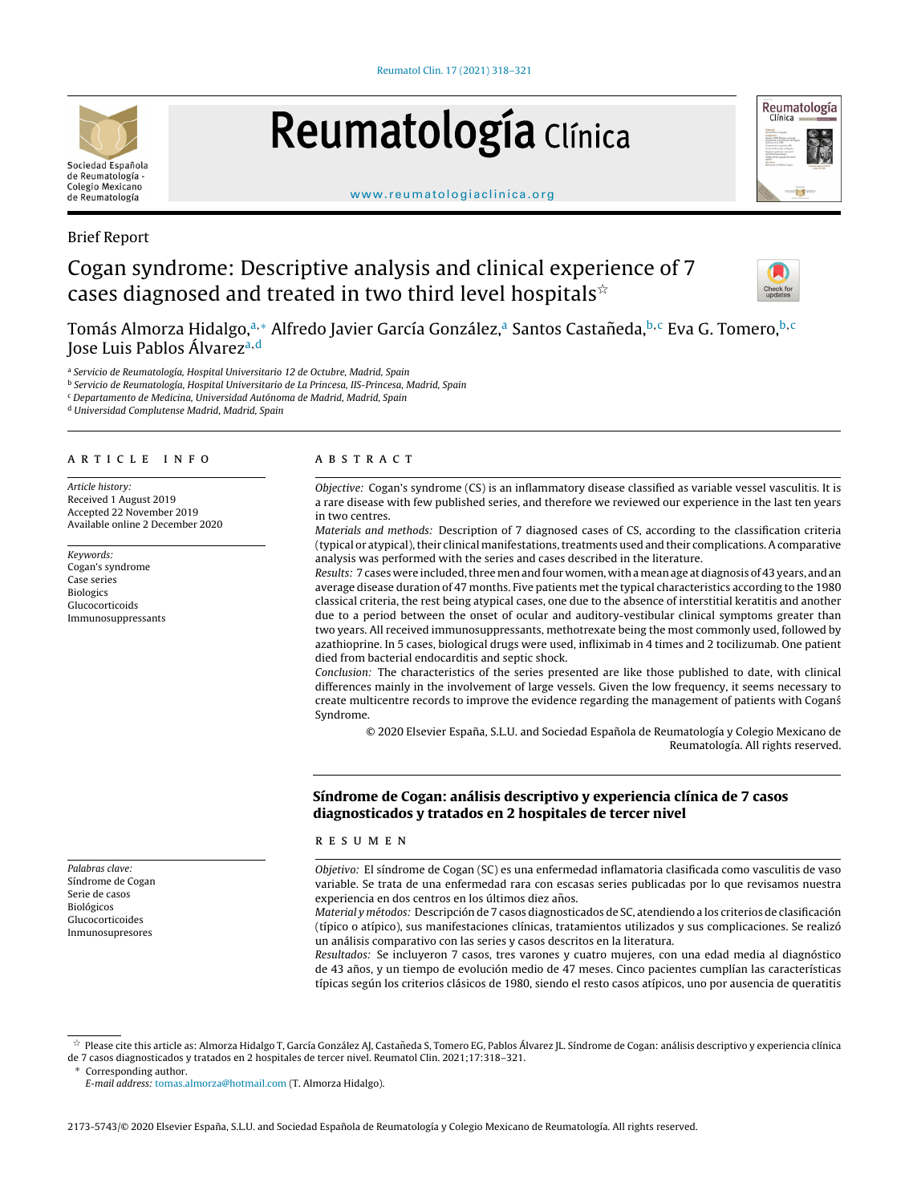Brief Report

# Cogan syndrome: Descriptive analysis and clinical experience of 7 cases diagnosed and treated in two third level hospitals☆

Tomás Almorza Hidalgo,[a,*] Alfredo Javier García González,[a] Santos Castañeda,[b,c] Eva G. Tomero,[b,c] Jose Luis Pablos Álvarez[a,d]

[a] Servicio de Reumatología, Hospital Universitario 12 de Octubre, Madrid, Spain
[b] Servicio de Reumatología, Hospital Universitario de La Princesa, IIS-Princesa, Madrid, Spain
[c] Departamento de Medicina, Universidad Autónoma de Madrid, Madrid, Spain
[d] Universidad Complutense Madrid, Madrid, Spain

## ARTICLE INFO

*Article history:*
Received 1 August 2019
Accepted 22 November 2019
Available online 2 December 2020

*Keywords:*
Cogan's syndrome
Case series
Biologics
Glucocorticoids
Immunosuppressants

## ABSTRACT

*Objective:* Cogan's syndrome (CS) is an inflammatory disease classified as variable vessel vasculitis. It is a rare disease with few published series, and therefore we reviewed our experience in the last ten years in two centres.

*Materials and methods:* Description of 7 diagnosed cases of CS, according to the classification criteria (typical or atypical), their clinical manifestations, treatments used and their complications. A comparative analysis was performed with the series and cases described in the literature.

*Results:* 7 cases were included, three men and four women, with a mean age at diagnosis of 43 years, and an average disease duration of 47 months. Five patients met the typical characteristics according to the 1980 classical criteria, the rest being atypical cases, one due to the absence of interstitial keratitis and another due to a period between the onset of ocular and auditory-vestibular clinical symptoms greater than two years. All received immunosuppressants, methotrexate being the most commonly used, followed by azathioprine. In 5 cases, biological drugs were used, infliximab in 4 times and 2 tocilizumab. One patient died from bacterial endocarditis and septic shock.

*Conclusion:* The characteristics of the series presented are like those published to date, with clinical differences mainly in the involvement of large vessels. Given the low frequency, it seems necessary to create multicentre records to improve the evidence regarding the management of patients with Coganś Syndrome.

© 2020 Elsevier España, S.L.U. and Sociedad Española de Reumatología y Colegio Mexicano de Reumatología. All rights reserved.

## Síndrome de Cogan: análisis descriptivo y experiencia clínica de 7 casos diagnosticados y tratados en 2 hospitales de tercer nivel

*Palabras clave:*
Síndrome de Cogan
Serie de casos
Biológicos
Glucocorticoides
Inmunosupresores

## RESUMEN

*Objetivo:* El síndrome de Cogan (SC) es una enfermedad inflamatoria clasificada como vasculitis de vaso variable. Se trata de una enfermedad rara con escasas series publicadas por lo que revisamos nuestra experiencia en dos centros en los últimos diez años.

*Material y métodos:* Descripción de 7 casos diagnosticados de SC, atendiendo a los criterios de clasificación (típico o atípico), sus manifestaciones clínicas, tratamientos utilizados y sus complicaciones. Se realizó un análisis comparativo con las series y casos descritos en la literatura.

*Resultados:* Se incluyeron 7 casos, tres varones y cuatro mujeres, con una edad media al diagnóstico de 43 años, y un tiempo de evolución medio de 47 meses. Cinco pacientes cumplían las características típicas según los criterios clásicos de 1980, siendo el resto casos atípicos, uno por ausencia de queratitis

☆ Please cite this article as: Almorza Hidalgo T, García González AJ, Castañeda S, Tomero EG, Pablos Álvarez JL. Síndrome de Cogan: análisis descriptivo y experiencia clínica de 7 casos diagnosticados y tratados en 2 hospitales de tercer nivel. Reumatol Clin. 2021;17:318–321.

\* Corresponding author.
*E-mail address:* tomas.almorza@hotmail.com (T. Almorza Hidalgo).

2173-5743/© 2020 Elsevier España, S.L.U. and Sociedad Española de Reumatología y Colegio Mexicano de Reumatología. All rights reserved.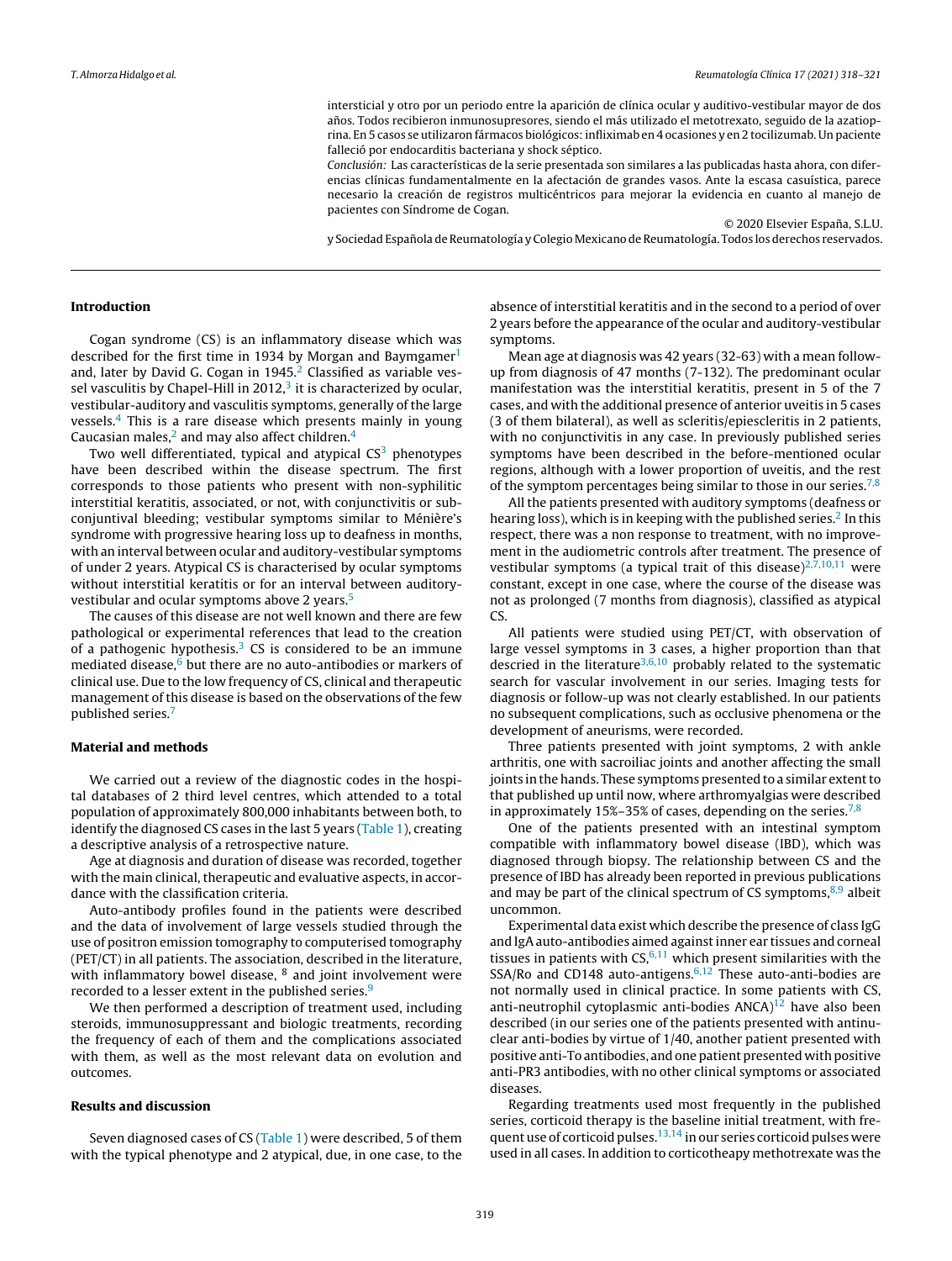intersticial y otro por un periodo entre la aparición de clínica ocular y auditivo-vestibular mayor de dos años. Todos recibieron inmunosupresores, siendo el más utilizado el metotrexato, seguido de la azatioprina. En 5 casos se utilizaron fármacos biológicos: infliximab en 4 ocasiones y en 2 tocilizumab. Un paciente falleció por endocarditis bacteriana y shock séptico.

*Conclusión:* Las características de la serie presentada son similares a las publicadas hasta ahora, con diferencias clínicas fundamentalmente en la afectación de grandes vasos. Ante la escasa casuística, parece necesario la creación de registros multicéntricos para mejorar la evidencia en cuanto al manejo de pacientes con Síndrome de Cogan.

© 2020 Elsevier España, S.L.U. y Sociedad Española de Reumatología y Colegio Mexicano de Reumatología. Todos los derechos reservados.

## Introduction

Cogan syndrome (CS) is an inflammatory disease which was described for the first time in 1934 by Morgan and Baymgamer[1] and, later by David G. Cogan in 1945.[2] Classified as variable vessel vasculitis by Chapel-Hill in 2012,[3] it is characterized by ocular, vestibular-auditory and vasculitis symptoms, generally of the large vessels.[4] This is a rare disease which presents mainly in young Caucasian males,[2] and may also affect children.[4]

Two well differentiated, typical and atypical CS[3] phenotypes have been described within the disease spectrum. The first corresponds to those patients who present with non-syphilitic interstitial keratitis, associated, or not, with conjunctivitis or subconjuntival bleeding; vestibular symptoms similar to Ménière's syndrome with progressive hearing loss up to deafness in months, with an interval between ocular and auditory-vestibular symptoms of under 2 years. Atypical CS is characterised by ocular symptoms without interstitial keratitis or for an interval between auditory-vestibular and ocular symptoms above 2 years.[5]

The causes of this disease are not well known and there are few pathological or experimental references that lead to the creation of a pathogenic hypothesis.[3] CS is considered to be an immune mediated disease,[6] but there are no auto-antibodies or markers of clinical use. Due to the low frequency of CS, clinical and therapeutic management of this disease is based on the observations of the few published series.[7]

## Material and methods

We carried out a review of the diagnostic codes in the hospital databases of 2 third level centres, which attended to a total population of approximately 800,000 inhabitants between both, to identify the diagnosed CS cases in the last 5 years (Table 1), creating a descriptive analysis of a retrospective nature.

Age at diagnosis and duration of disease was recorded, together with the main clinical, therapeutic and evaluative aspects, in accordance with the classification criteria.

Auto-antibody profiles found in the patients were described and the data of involvement of large vessels studied through the use of positron emission tomography to computerised tomography (PET/CT) in all patients. The association, described in the literature, with inflammatory bowel disease, [8] and joint involvement were recorded to a lesser extent in the published series.[9]

We then performed a description of treatment used, including steroids, immunosuppressant and biologic treatments, recording the frequency of each of them and the complications associated with them, as well as the most relevant data on evolution and outcomes.

## Results and discussion

Seven diagnosed cases of CS (Table 1) were described, 5 of them with the typical phenotype and 2 atypical, due, in one case, to the absence of interstitial keratitis and in the second to a period of over 2 years before the appearance of the ocular and auditory-vestibular symptoms.

Mean age at diagnosis was 42 years (32-63) with a mean follow-up from diagnosis of 47 months (7-132). The predominant ocular manifestation was the interstitial keratitis, present in 5 of the 7 cases, and with the additional presence of anterior uveitis in 5 cases (3 of them bilateral), as well as scleritis/epiescleritis in 2 patients, with no conjunctivitis in any case. In previously published series symptoms have been described in the before-mentioned ocular regions, although with a lower proportion of uveitis, and the rest of the symptom percentages being similar to those in our series.[7,8]

All the patients presented with auditory symptoms (deafness or hearing loss), which is in keeping with the published series.[2] In this respect, there was a non response to treatment, with no improvement in the audiometric controls after treatment. The presence of vestibular symptoms (a typical trait of this disease)[2,7,10,11] were constant, except in one case, where the course of the disease was not as prolonged (7 months from diagnosis), classified as atypical CS.

All patients were studied using PET/CT, with observation of large vessel symptoms in 3 cases, a higher proportion than that descried in the literature[3,6,10] probably related to the systematic search for vascular involvement in our series. Imaging tests for diagnosis or follow-up was not clearly established. In our patients no subsequent complications, such as occlusive phenomena or the development of aneurisms, were recorded.

Three patients presented with joint symptoms, 2 with ankle arthritis, one with sacroiliac joints and another affecting the small joints in the hands. These symptoms presented to a similar extent to that published up until now, where arthromyalgias were described in approximately 15%–35% of cases, depending on the series.[7,8]

One of the patients presented with an intestinal symptom compatible with inflammatory bowel disease (IBD), which was diagnosed through biopsy. The relationship between CS and the presence of IBD has already been reported in previous publications and may be part of the clinical spectrum of CS symptoms,[8,9] albeit uncommon.

Experimental data exist which describe the presence of class IgG and IgA auto-antibodies aimed against inner ear tissues and corneal tissues in patients with CS,[6,11] which present similarities with the SSA/Ro and CD148 auto-antigens.[6,12] These auto-anti-bodies are not normally used in clinical practice. In some patients with CS, anti-neutrophil cytoplasmic anti-bodies ANCA)[12] have also been described (in our series one of the patients presented with antinuclear anti-bodies by virtue of 1/40, another patient presented with positive anti-To antibodies, and one patient presented with positive anti-PR3 antibodies, with no other clinical symptoms or associated diseases.

Regarding treatments used most frequently in the published series, corticoid therapy is the baseline initial treatment, with frequent use of corticoid pulses.[13,14] in our series corticoid pulses were used in all cases. In addition to corticotheapy methotrexate was the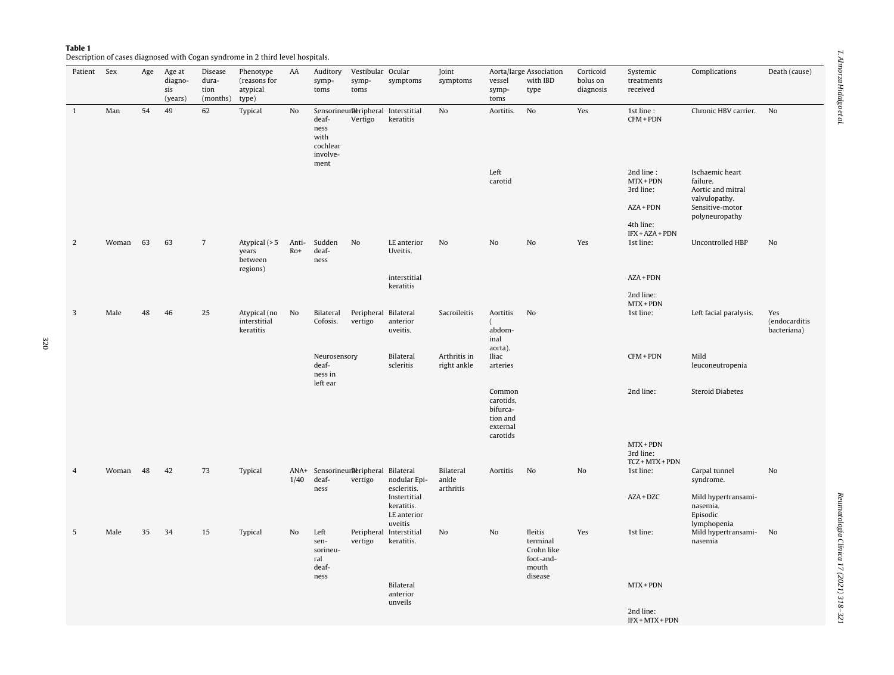**Table 1**
Description of cases diagnosed with Cogan syndrome in 2 third level hospitals.

| Patient | Sex | Age | Age at diagnosis (years) | Disease duration (months) | Phenotype (reasons for atypical type) | AA | Auditory symptoms | Vestibular symptoms | Ocular symptoms | Joint symptoms | Aorta/large vessel symptoms | Association with IBD type | Corticoid bolus on diagnosis | Systemic treatments received | Complications | Death (cause) |
|---|---|---|---|---|---|---|---|---|---|---|---|---|---|---|---|---|
| 1 | Man | 54 | 49 | 62 | Typical | No | Sensorineural deafness with cochlear involvement | Peripheral Vertigo | Interstitial keratitis | No | Aortitis. Left carotid | No | Yes | 1st line : CFM + PDN<br>2nd line : MTX + PDN<br>3rd line: AZA + PDN<br>4th line: IFX + AZA + PDN | Chronic HBV carrier.<br>Ischaemic heart failure.<br>Aortic and mitral valvulopathy.<br>Sensitive-motor polyneuropathy | No |
| 2 | Woman | 63 | 63 | 7 | Atypical (> 5 years between regions) | Anti-Ro+ | Sudden deafness | No | LE anterior Uveitis.<br>interstitial keratitis | No | No | No | Yes | 1st line: AZA + PDN<br>2nd line: MTX + PDN | Uncontrolled HBP | No |
| 3 | Male | 48 | 46 | 25 | Atypical (no interstitial keratitis | No | Bilateral Cofosis.<br>Neurosensory deafness in left ear | Peripheral vertigo | Bilateral anterior uveitis.<br>Bilateral scleritis | Sacroileitis<br>Arthritis in right ankle | Aortitis (abdominal aorta). Iliac arteries<br>Common carotids, bifurcation and external carotids | No | | 1st line: CFM + PDN<br>2nd line: MTX + PDN<br>3rd line: TCZ + MTX + PDN | Left facial paralysis.<br>Mild leuconeutropenia<br>Steroid Diabetes | Yes (endocarditis bacteriana) |
| 4 | Woman | 48 | 42 | 73 | Typical | ANA+ 1/40 | Sensorineural deafness | Peripheral vertigo | Bilateral nodular Epiescleritis.<br>Instertitial keratitis.<br>LE anterior uveitis | Bilateral ankle arthritis | Aortitis | No | No | 1st line: AZA + DZC | Carpal tunnel syndrome.<br>Mild hypertransaminasemia.<br>Episodic lymphopenia | No |
| 5 | Male | 35 | 34 | 15 | Typical | No | Left sensorineural deafness | Peripheral vertigo | Interstitial keratitis.<br>Bilateral anterior unveils | No | No | Ileitis terminal Crohn like foot-and-mouth disease | Yes | 1st line: MTX + PDN<br>2nd line: IFX + MTX + PDN | Mild hypertransaminasemia | No |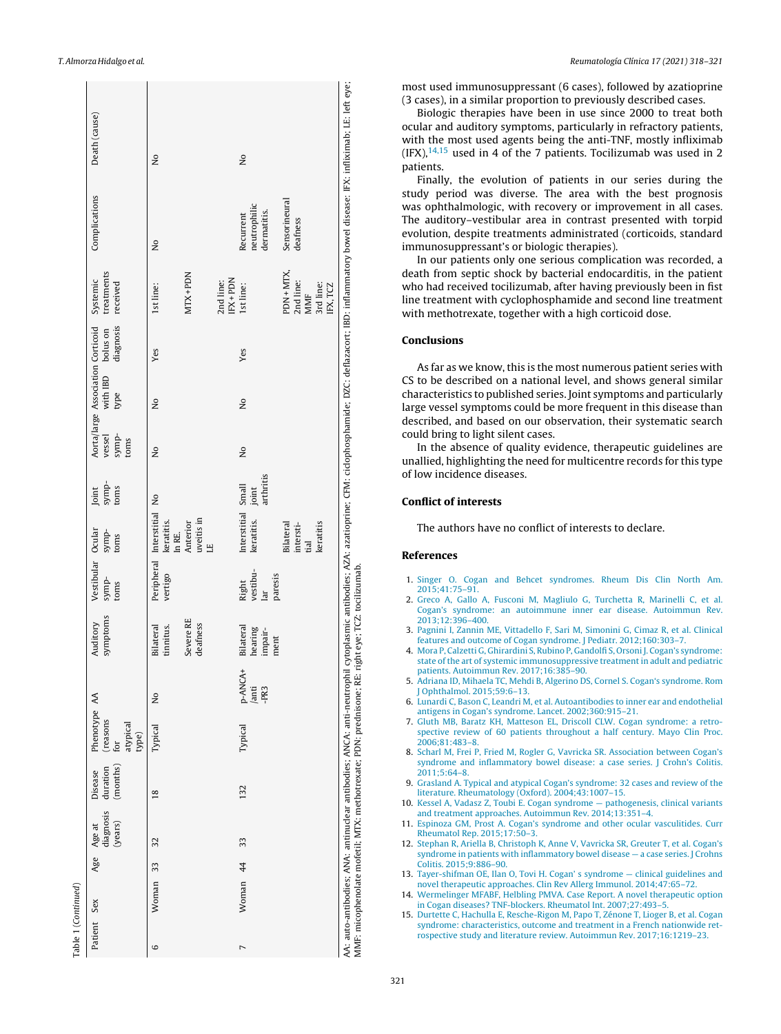Table 1 (Continued)

| Patient | Sex | Age | Age at diagnosis (years) | Disease duration (months) | Phenotype (reasons for atypical type) | AA | Auditory symptoms | Vestibular symptoms | Ocular symptoms | Joint symptoms | Aorta/large vessel symptoms | Association with IBD type | Corticoid bolus on diagnosis | Systemic treatments received | Complications | Death (cause) |
|---|---|---|---|---|---|---|---|---|---|---|---|---|---|---|---|---|
| 6 | Woman | 33 | 32 | 18 | Typical | No | Bilateral tinnitus. Severe RE deafness | Peripheral vertigo | Interstitial keratitis. in RE. Anterior uveitis in LE | No | No | No | Yes | 1st line: MTX + PDN 2nd line: IFX + PDN | No | No |
| 7 | Woman | 44 | 33 | 132 | Typical | p-ANCA+ /anti -PR3 | Bilateral hearing impairment | Right vestibular paresis | Interstitial keratitis. Bilateral interstitial keratitis | Small joint arthritis | No | No | Yes | 1st line: PDN + MTX, 2nd line: MMF 3rd line: IFX, TCZ | Recurrent neutrophilic dermatitis. Sensorineural deafness | No |

AA: auto-antibodies; ANA: antinuclear antibodies; ANCA: anti-neutrophil cytoplasmic antibodies; AZA: azatioprine; CFM: cidophosphamide; DZC: deflazacort; IBD: inflammatory bowel disease: IFX: infliximab; LE: left eye; MMF: micophenolate mofetil; MTX: methotrexate; PDN: prednisone; RE: right eye; TCZ: tocilizumab.

most used immunosuppressant (6 cases), followed by azatioprine (3 cases), in a similar proportion to previously described cases.

Biologic therapies have been in use since 2000 to treat both ocular and auditory symptoms, particularly in refractory patients, with the most used agents being the anti-TNF, mostly infliximab (IFX),[14,15] used in 4 of the 7 patients. Tocilizumab was used in 2 patients.

Finally, the evolution of patients in our series during the study period was diverse. The area with the best prognosis was ophthalmologic, with recovery or improvement in all cases. The auditory–vestibular area in contrast presented with torpid evolution, despite treatments administrated (corticoids, standard immunosuppressant's or biologic therapies).

In our patients only one serious complication was recorded, a death from septic shock by bacterial endocarditis, in the patient who had received tocilizumab, after having previously been in fist line treatment with cyclophosphamide and second line treatment with methotrexate, together with a high corticoid dose.

## Conclusions

As far as we know, this is the most numerous patient series with CS to be described on a national level, and shows general similar characteristics to published series. Joint symptoms and particularly large vessel symptoms could be more frequent in this disease than described, and based on our observation, their systematic search could bring to light silent cases.

In the absence of quality evidence, therapeutic guidelines are unallied, highlighting the need for multicentre records for this type of low incidence diseases.

## Conflict of interests

The authors have no conflict of interests to declare.

## References

1. Singer O. Cogan and Behcet syndromes. Rheum Dis Clin North Am. 2015;41:75–91.
2. Greco A, Gallo A, Fusconi M, Magliulo G, Turchetta R, Marinelli C, et al. Cogan's syndrome: an autoimmune inner ear disease. Autoimmun Rev. 2013;12:396–400.
3. Pagnini I, Zannin ME, Vittadello F, Sari M, Simonini G, Cimaz R, et al. Clinical features and outcome of Cogan syndrome. J Pediatr. 2012;160:303–7.
4. Mora P, Calzetti G, Ghirardini S, Rubino P, Gandolfi S, Orsoni J. Cogan's syndrome: state of the art of systemic immunosuppressive treatment in adult and pediatric patients. Autoimmun Rev. 2017;16:385–90.
5. Adriana ID, Mihaela TC, Mehdi B, Algerino DS, Cornel S. Cogan's syndrome. Rom J Ophthalmol. 2015;59:6–13.
6. Lunardi C, Bason C, Leandri M, et al. Autoantibodies to inner ear and endothelial antigens in Cogan's syndrome. Lancet. 2002;360:915–21.
7. Gluth MB, Baratz KH, Matteson EL, Driscoll CLW. Cogan syndrome: a retrospective review of 60 patients throughout a half century. Mayo Clin Proc. 2006;81:483–8.
8. Scharl M, Frei P, Fried M, Rogler G, Vavricka SR. Association between Cogan's syndrome and inflammatory bowel disease: a case series. J Crohn's Colitis. 2011;5:64–8.
9. Grasland A. Typical and atypical Cogan's syndrome: 32 cases and review of the literature. Rheumatology (Oxford). 2004;43:1007–15.
10. Kessel A, Vadasz Z, Toubi E. Cogan syndrome — pathogenesis, clinical variants and treatment approaches. Autoimmun Rev. 2014;13:351–4.
11. Espinoza GM, Prost A. Cogan's syndrome and other ocular vasculitides. Curr Rheumatol Rep. 2015;17:50–3.
12. Stephan R, Ariella B, Christoph K, Anne V, Vavricka SR, Greuter T, et al. Cogan's syndrome in patients with inflammatory bowel disease — a case series. J Crohns Colitis. 2015;9:886–90.
13. Tayer-shifman OE, Ilan O, Tovi H. Cogan' s syndrome — clinical guidelines and novel therapeutic approaches. Clin Rev Allerg Immunol. 2014;47:65–72.
14. Wermelinger MFABF, Helbling PMVA. Case Report. A novel therapeutic option in Cogan diseases? TNF-blockers. Rheumatol Int. 2007;27:493–5.
15. Durtette C, Hachulla E, Resche-Rigon M, Papo T, Zénone T, Lioger B, et al. Cogan syndrome: characteristics, outcome and treatment in a French nationwide retrospective study and literature review. Autoimmun Rev. 2017;16:1219–23.